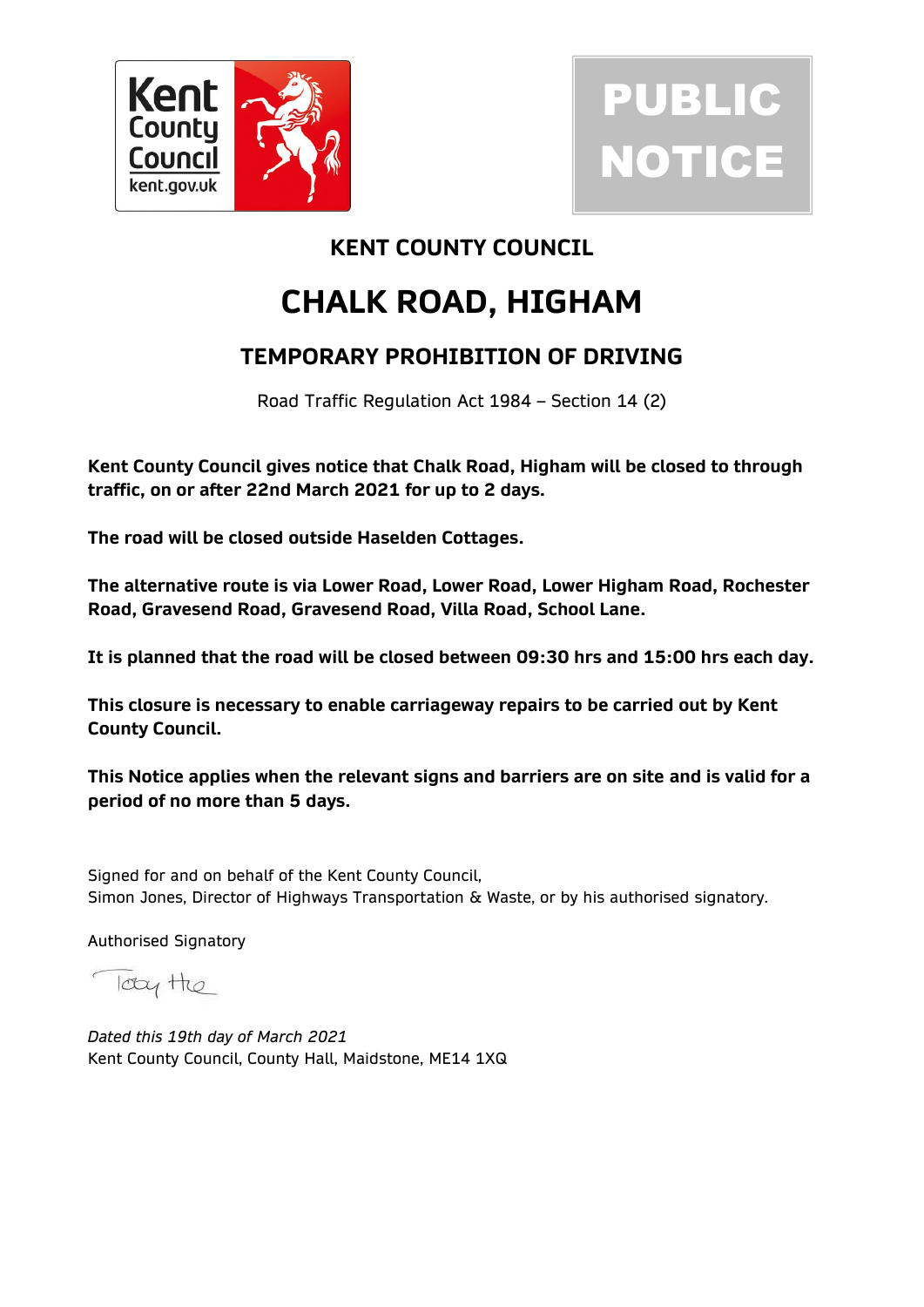Kent County Council
kent.gov.uk

PUBLIC NOTICE

## KENT COUNTY COUNCIL

# CHALK ROAD, HIGHAM

## TEMPORARY PROHIBITION OF DRIVING

Road Traffic Regulation Act 1984 – Section 14 (2)

**Kent County Council gives notice that Chalk Road, Higham will be closed to through traffic, on or after 22nd March 2021 for up to 2 days.**

**The road will be closed outside Haselden Cottages.**

**The alternative route is via Lower Road, Lower Road, Lower Higham Road, Rochester Road, Gravesend Road, Gravesend Road, Villa Road, School Lane.**

**It is planned that the road will be closed between 09:30 hrs and 15:00 hrs each day.**

**This closure is necessary to enable carriageway repairs to be carried out by Kent County Council.**

**This Notice applies when the relevant signs and barriers are on site and is valid for a period of no more than 5 days.**

Signed for and on behalf of the Kent County Council,
Simon Jones, Director of Highways Transportation & Waste, or by his authorised signatory.

Authorised Signatory

*Dated this 19th day of March 2021*
Kent County Council, County Hall, Maidstone, ME14 1XQ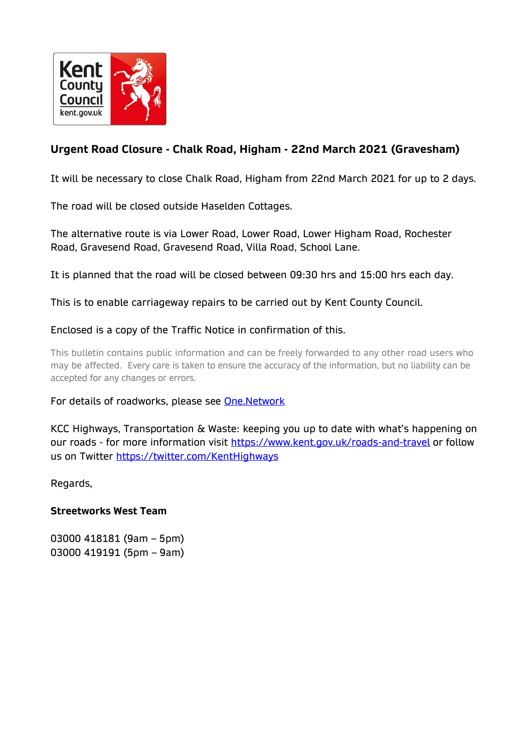**Urgent Road Closure - Chalk Road, Higham - 22nd March 2021 (Gravesham)**

It will be necessary to close Chalk Road, Higham from 22nd March 2021 for up to 2 days.

The road will be closed outside Haselden Cottages.

The alternative route is via Lower Road, Lower Road, Lower Higham Road, Rochester Road, Gravesend Road, Gravesend Road, Villa Road, School Lane.

It is planned that the road will be closed between 09:30 hrs and 15:00 hrs each day.

This is to enable carriageway repairs to be carried out by Kent County Council.

Enclosed is a copy of the Traffic Notice in confirmation of this.

This bulletin contains public information and can be freely forwarded to any other road users who may be affected. Every care is taken to ensure the accuracy of the information, but no liability can be accepted for any changes or errors.

For details of roadworks, please see [One.Network]

KCC Highways, Transportation & Waste: keeping you up to date with what's happening on our roads - for more information visit https://www.kent.gov.uk/roads-and-travel or follow us on Twitter https://twitter.com/KentHighways

Regards,

**Streetworks West Team**

03000 418181 (9am – 5pm)
03000 419191 (5pm – 9am)